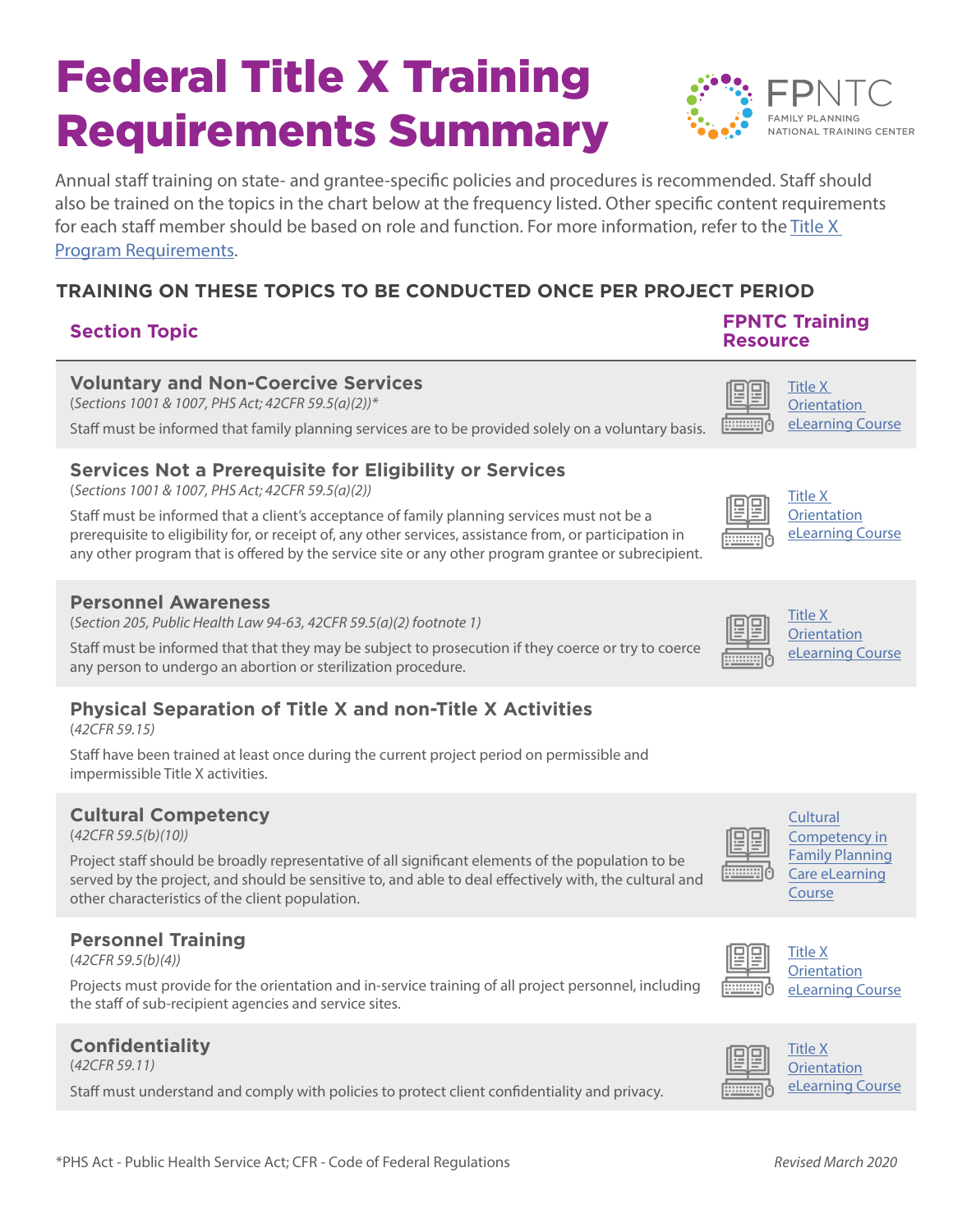# Federal Title X Training Requirements Summary

FPNTC
FAMILY PLANNING
NATIONAL TRAINING CENTER

Annual staff training on state- and grantee-specific policies and procedures is recommended. Staff should also be trained on the topics in the chart below at the frequency listed. Other specific content requirements for each staff member should be based on role and function. For more information, refer to the Title X Program Requirements.

## TRAINING ON THESE TOPICS TO BE CONDUCTED ONCE PER PROJECT PERIOD

| Section Topic | FPNTC Training Resource |
|---|---|
| **Voluntary and Non-Coercive Services**<br>*(Sections 1001 & 1007, PHS Act; 42CFR 59.5(a)(2))\**<br>Staff must be informed that family planning services are to be provided solely on a voluntary basis. | Title X Orientation eLearning Course |
| **Services Not a Prerequisite for Eligibility or Services**<br>*(Sections 1001 & 1007, PHS Act; 42CFR 59.5(a)(2))*<br>Staff must be informed that a client's acceptance of family planning services must not be a prerequisite to eligibility for, or receipt of, any other services, assistance from, or participation in any other program that is offered by the service site or any other program grantee or subrecipient. | Title X Orientation eLearning Course |
| **Personnel Awareness**<br>*(Section 205, Public Health Law 94-63, 42CFR 59.5(a)(2) footnote 1)*<br>Staff must be informed that that they may be subject to prosecution if they coerce or try to coerce any person to undergo an abortion or sterilization procedure. | Title X Orientation eLearning Course |
| **Physical Separation of Title X and non-Title X Activities**<br>*(42CFR 59.15)*<br>Staff have been trained at least once during the current project period on permissible and impermissible Title X activities. | |
| **Cultural Competency**<br>*(42CFR 59.5(b)(10))*<br>Project staff should be broadly representative of all significant elements of the population to be served by the project, and should be sensitive to, and able to deal effectively with, the cultural and other characteristics of the client population. | Cultural Competency in Family Planning Care eLearning Course |
| **Personnel Training**<br>*(42CFR 59.5(b)(4))*<br>Projects must provide for the orientation and in-service training of all project personnel, including the staff of sub-recipient agencies and service sites. | Title X Orientation eLearning Course |
| **Confidentiality**<br>*(42CFR 59.11)*<br>Staff must understand and comply with policies to protect client confidentiality and privacy. | Title X Orientation eLearning Course |

*PHS Act - Public Health Service Act; CFR - Code of Federal Regulations

*Revised March 2020*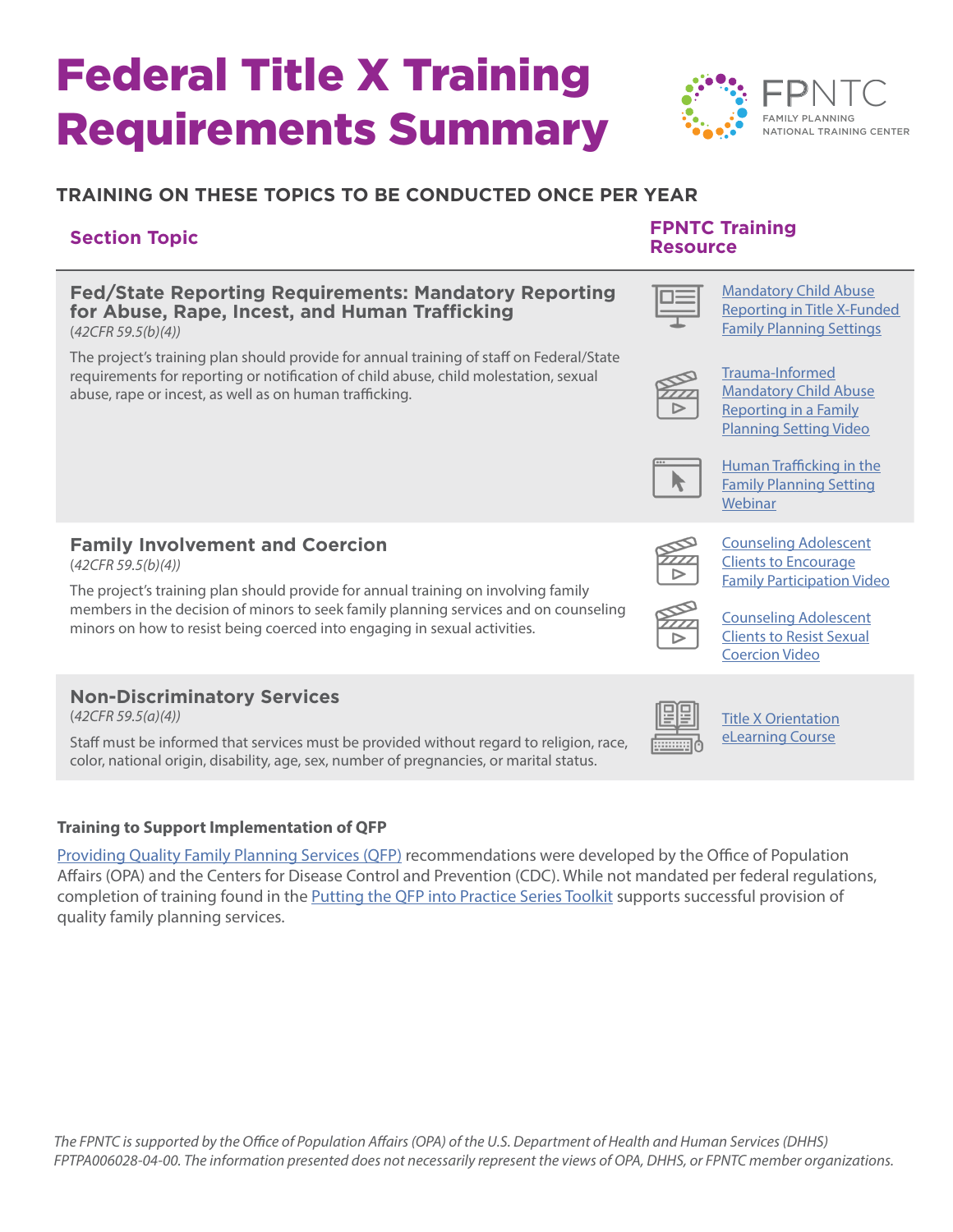# Federal Title X Training Requirements Summary

FPNTC
FAMILY PLANNING
NATIONAL TRAINING CENTER

## TRAINING ON THESE TOPICS TO BE CONDUCTED ONCE PER YEAR

| Section Topic | FPNTC Training Resource |
|---|---|
| **Fed/State Reporting Requirements: Mandatory Reporting for Abuse, Rape, Incest, and Human Trafficking** (*42CFR 59.5(b)(4)*) The project's training plan should provide for annual training of staff on Federal/State requirements for reporting or notification of child abuse, child molestation, sexual abuse, rape or incest, as well as on human trafficking. | Mandatory Child Abuse Reporting in Title X-Funded Family Planning Settings; Trauma-Informed Mandatory Child Abuse Reporting in a Family Planning Setting Video; Human Trafficking in the Family Planning Setting Webinar |
| **Family Involvement and Coercion** (*42CFR 59.5(b)(4)*) The project's training plan should provide for annual training on involving family members in the decision of minors to seek family planning services and on counseling minors on how to resist being coerced into engaging in sexual activities. | Counseling Adolescent Clients to Encourage Family Participation Video; Counseling Adolescent Clients to Resist Sexual Coercion Video |
| **Non-Discriminatory Services** (*42CFR 59.5(a)(4)*) Staff must be informed that services must be provided without regard to religion, race, color, national origin, disability, age, sex, number of pregnancies, or marital status. | Title X Orientation eLearning Course |

**Training to Support Implementation of QFP**

Providing Quality Family Planning Services (QFP) recommendations were developed by the Office of Population Affairs (OPA) and the Centers for Disease Control and Prevention (CDC). While not mandated per federal regulations, completion of training found in the Putting the QFP into Practice Series Toolkit supports successful provision of quality family planning services.

*The FPNTC is supported by the Office of Population Affairs (OPA) of the U.S. Department of Health and Human Services (DHHS) FPTPA006028-04-00. The information presented does not necessarily represent the views of OPA, DHHS, or FPNTC member organizations.*